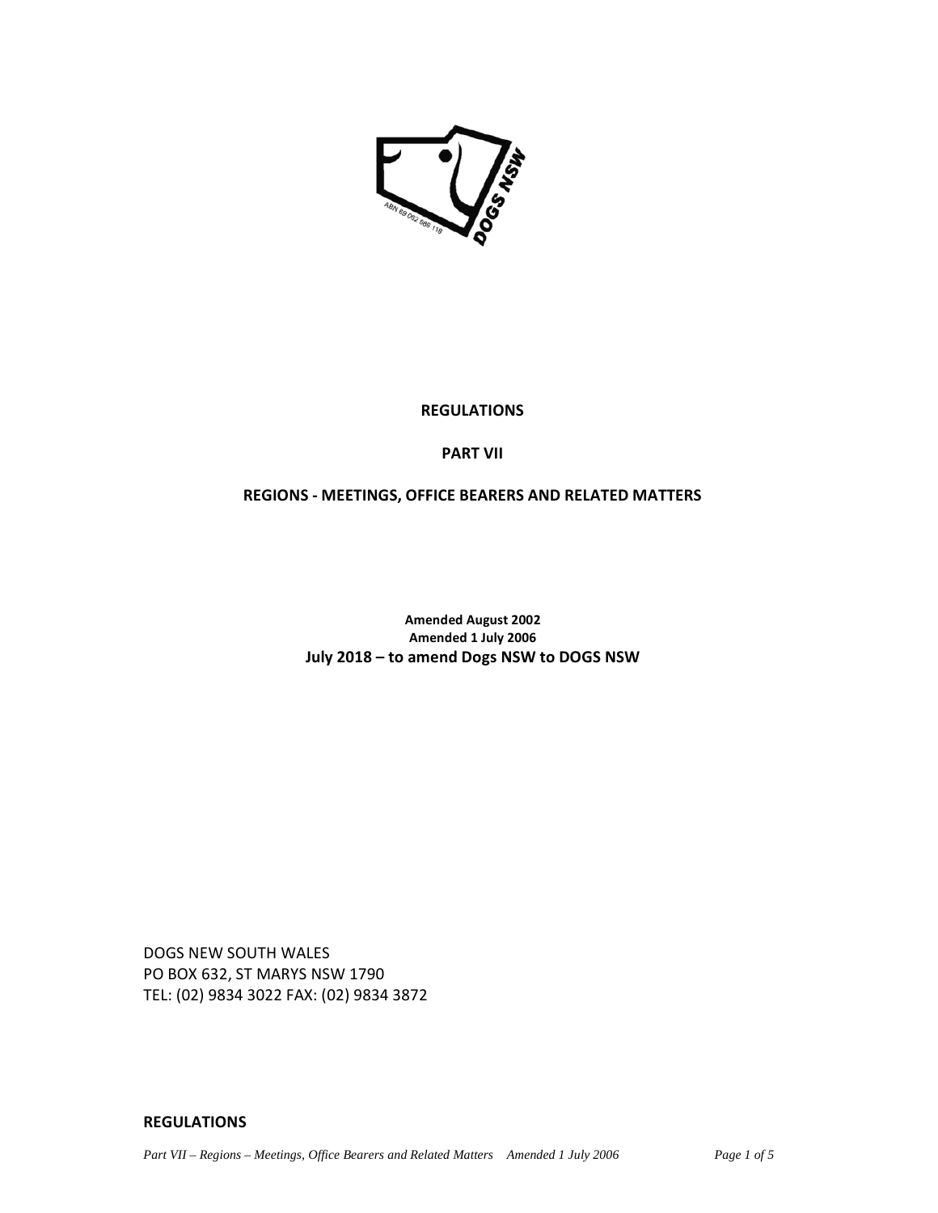# REGULATIONS

## PART VII

## REGIONS - MEETINGS, OFFICE BEARERS AND RELATED MATTERS

**Amended August 2002**
**Amended 1 July 2006**
**July 2018 – to amend Dogs NSW to DOGS NSW**

DOGS NEW SOUTH WALES
PO BOX 632, ST MARYS NSW 1790
TEL: (02) 9834 3022 FAX: (02) 9834 3872

**REGULATIONS**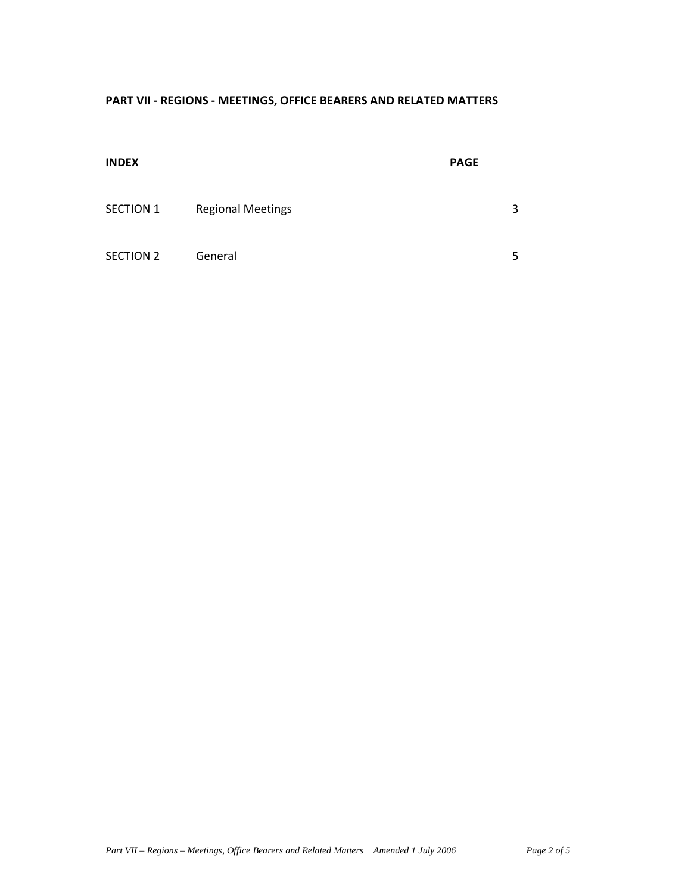## PART VII - REGIONS - MEETINGS, OFFICE BEARERS AND RELATED MATTERS

| INDEX | | PAGE |
| --- | --- | --- |
| SECTION 1 | Regional Meetings | 3 |
| SECTION 2 | General | 5 |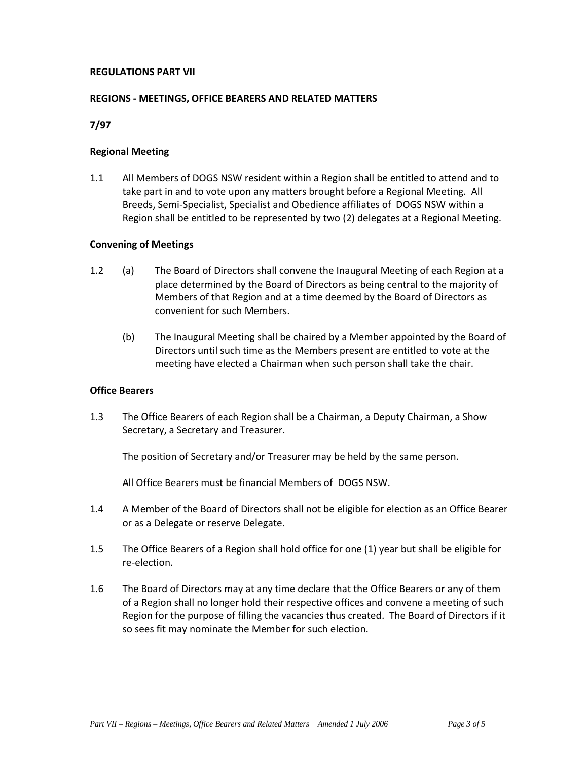**REGULATIONS PART VII**

**REGIONS - MEETINGS, OFFICE BEARERS AND RELATED MATTERS**

**7/97**

**Regional Meeting**

1.1 All Members of DOGS NSW resident within a Region shall be entitled to attend and to take part in and to vote upon any matters brought before a Regional Meeting. All Breeds, Semi-Specialist, Specialist and Obedience affiliates of DOGS NSW within a Region shall be entitled to be represented by two (2) delegates at a Regional Meeting.

**Convening of Meetings**

1.2 (a) The Board of Directors shall convene the Inaugural Meeting of each Region at a place determined by the Board of Directors as being central to the majority of Members of that Region and at a time deemed by the Board of Directors as convenient for such Members.

(b) The Inaugural Meeting shall be chaired by a Member appointed by the Board of Directors until such time as the Members present are entitled to vote at the meeting have elected a Chairman when such person shall take the chair.

**Office Bearers**

1.3 The Office Bearers of each Region shall be a Chairman, a Deputy Chairman, a Show Secretary, a Secretary and Treasurer.

The position of Secretary and/or Treasurer may be held by the same person.

All Office Bearers must be financial Members of DOGS NSW.

1.4 A Member of the Board of Directors shall not be eligible for election as an Office Bearer or as a Delegate or reserve Delegate.

1.5 The Office Bearers of a Region shall hold office for one (1) year but shall be eligible for re-election.

1.6 The Board of Directors may at any time declare that the Office Bearers or any of them of a Region shall no longer hold their respective offices and convene a meeting of such Region for the purpose of filling the vacancies thus created. The Board of Directors if it so sees fit may nominate the Member for such election.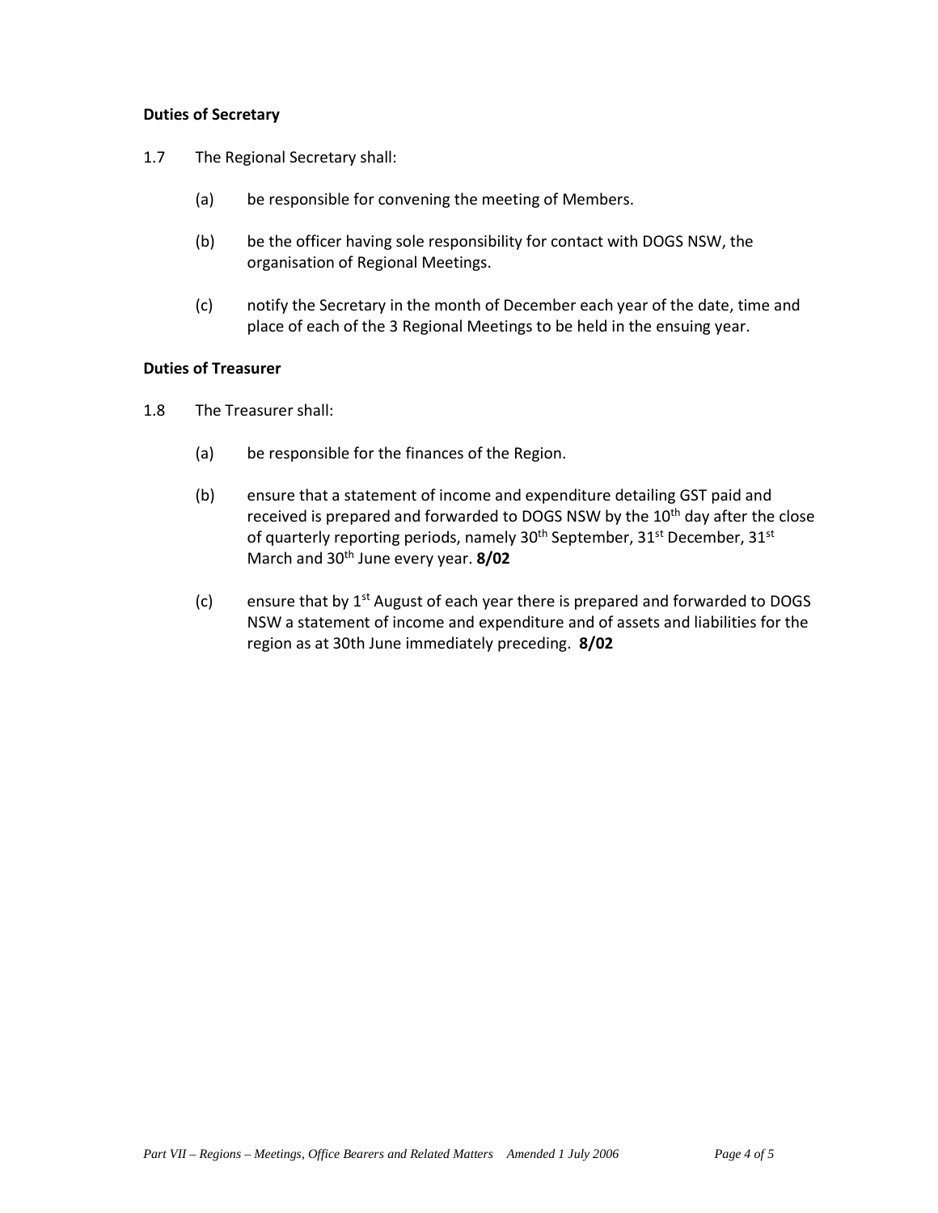**Duties of Secretary**

1.7 The Regional Secretary shall:

(a) be responsible for convening the meeting of Members.

(b) be the officer having sole responsibility for contact with DOGS NSW, the organisation of Regional Meetings.

(c) notify the Secretary in the month of December each year of the date, time and place of each of the 3 Regional Meetings to be held in the ensuing year.

**Duties of Treasurer**

1.8 The Treasurer shall:

(a) be responsible for the finances of the Region.

(b) ensure that a statement of income and expenditure detailing GST paid and received is prepared and forwarded to DOGS NSW by the 10th day after the close of quarterly reporting periods, namely 30th September, 31st December, 31st March and 30th June every year. **8/02**

(c) ensure that by 1st August of each year there is prepared and forwarded to DOGS NSW a statement of income and expenditure and of assets and liabilities for the region as at 30th June immediately preceding. **8/02**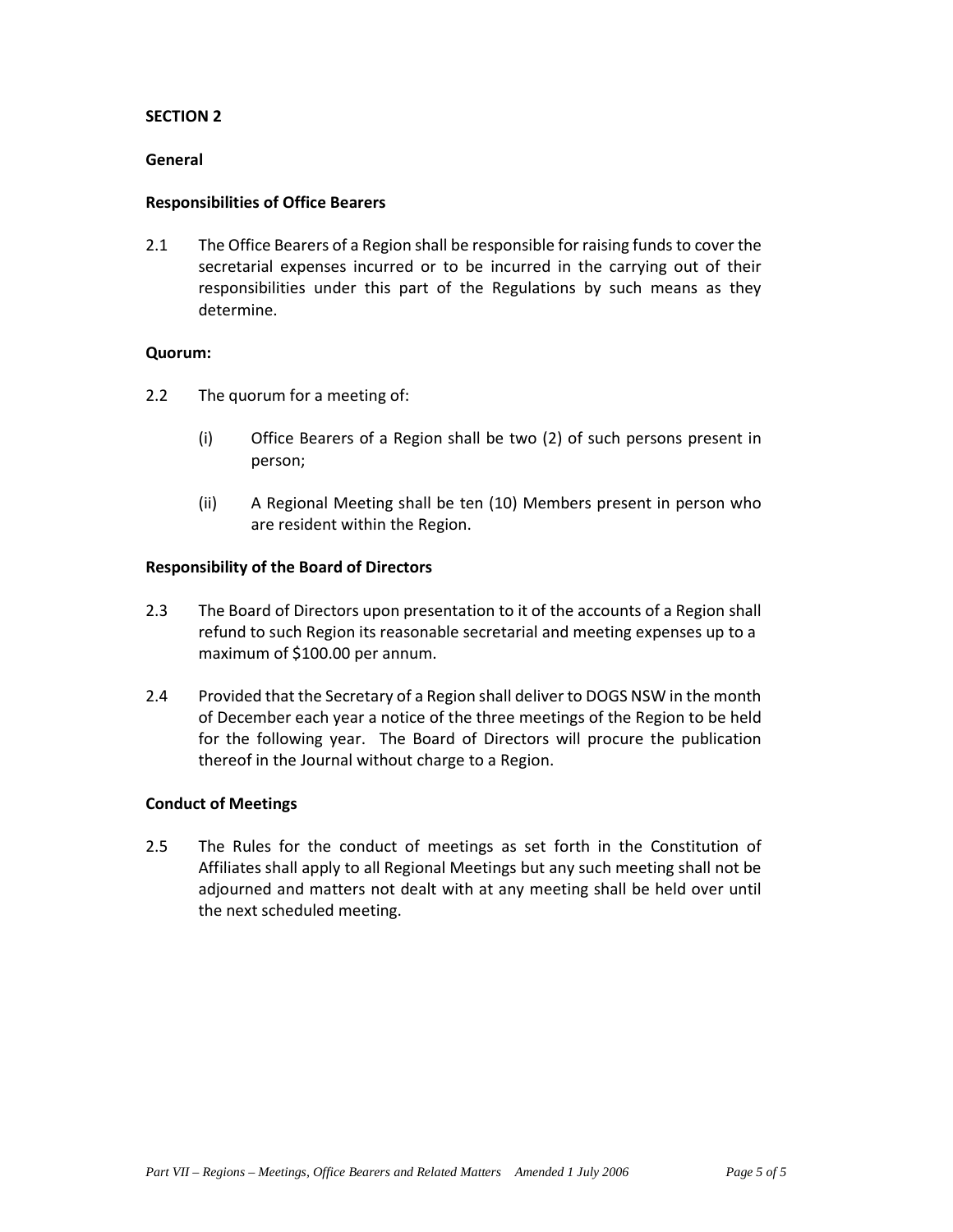## SECTION 2

### General

**Responsibilities of Office Bearers**

2.1 The Office Bearers of a Region shall be responsible for raising funds to cover the secretarial expenses incurred or to be incurred in the carrying out of their responsibilities under this part of the Regulations by such means as they determine.

**Quorum:**

2.2 The quorum for a meeting of:

(i) Office Bearers of a Region shall be two (2) of such persons present in person;

(ii) A Regional Meeting shall be ten (10) Members present in person who are resident within the Region.

**Responsibility of the Board of Directors**

2.3 The Board of Directors upon presentation to it of the accounts of a Region shall refund to such Region its reasonable secretarial and meeting expenses up to a maximum of $100.00 per annum.

2.4 Provided that the Secretary of a Region shall deliver to DOGS NSW in the month of December each year a notice of the three meetings of the Region to be held for the following year. The Board of Directors will procure the publication thereof in the Journal without charge to a Region.

**Conduct of Meetings**

2.5 The Rules for the conduct of meetings as set forth in the Constitution of Affiliates shall apply to all Regional Meetings but any such meeting shall not be adjourned and matters not dealt with at any meeting shall be held over until the next scheduled meeting.